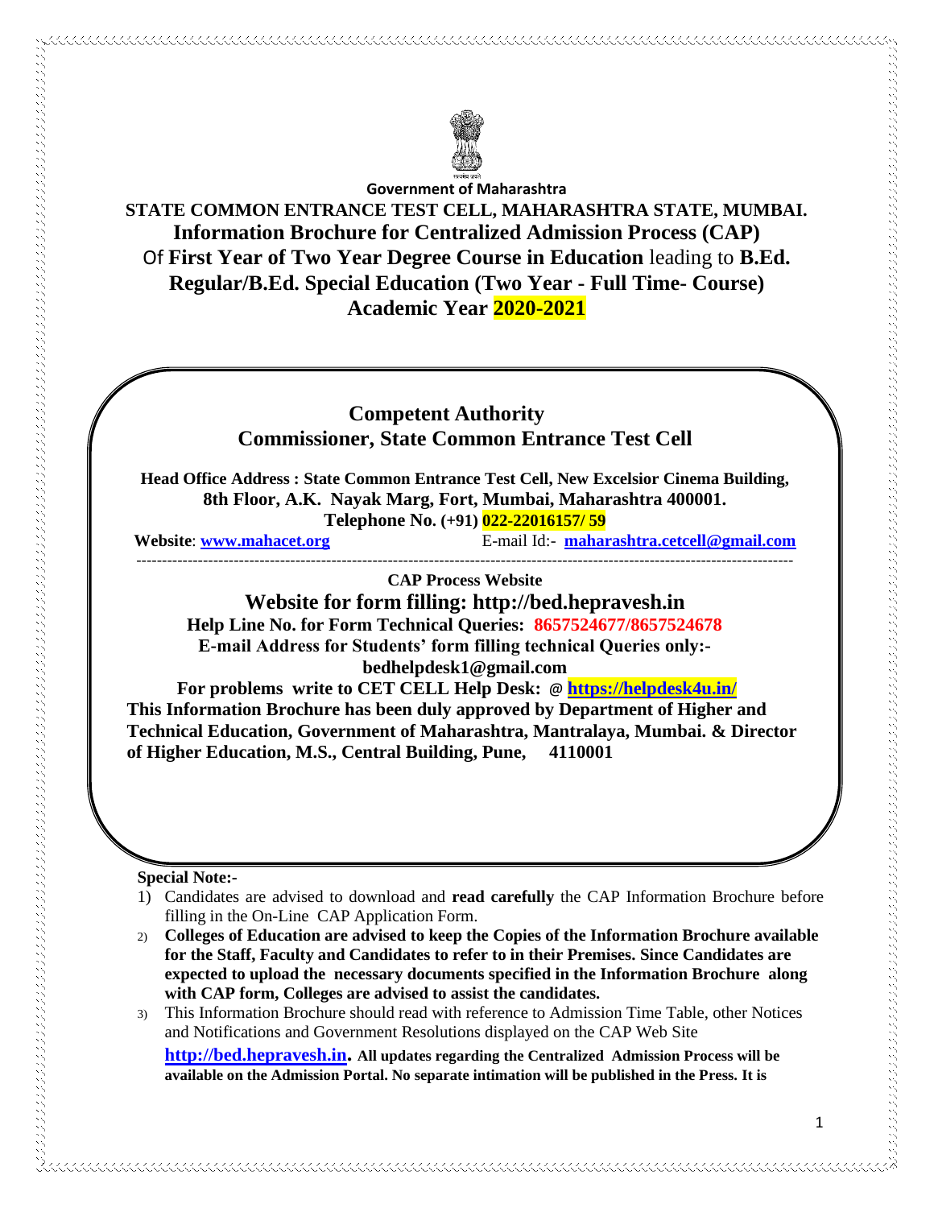**Government of Maharashtra**

# STATE COMMON ENTRANCE TEST CELL, MAHARASHTRA STATE, MUMBAI.

## Information Brochure for Centralized Admission Process (CAP) Of First Year of Two Year Degree Course in Education leading to B.Ed. Regular/B.Ed. Special Education (Two Year - Full Time- Course) Academic Year 2020-2021

**Competent Authority**
**Commissioner, State Common Entrance Test Cell**

**Head Office Address : State Common Entrance Test Cell, New Excelsior Cinema Building, 8th Floor, A.K. Nayak Marg, Fort, Mumbai, Maharashtra 400001.**
**Telephone No. (+91) 022-22016157/ 59**

**Website**: **www.mahacet.org** E-mail Id:- **maharashtra.cetcell@gmail.com**

---

**CAP Process Website**

**Website for form filling: http://bed.hepravesh.in**

**Help Line No. for Form Technical Queries: 8657524677/8657524678**

**E-mail Address for Students' form filling technical Queries only:- bedhelpdesk1@gmail.com**

**For problems write to CET CELL Help Desk: @ https://helpdesk4u.in/**

**This Information Brochure has been duly approved by Department of Higher and Technical Education, Government of Maharashtra, Mantralaya, Mumbai. & Director of Higher Education, M.S., Central Building, Pune, 4110001**

**Special Note:-**

1) Candidates are advised to download and **read carefully** the CAP Information Brochure before filling in the On-Line CAP Application Form.
2) **Colleges of Education are advised to keep the Copies of the Information Brochure available for the Staff, Faculty and Candidates to refer to in their Premises. Since Candidates are expected to upload the necessary documents specified in the Information Brochure along with CAP form, Colleges are advised to assist the candidates.**
3) This Information Brochure should read with reference to Admission Time Table, other Notices and Notifications and Government Resolutions displayed on the CAP Web Site **http://bed.hepravesh.in**. **All updates regarding the Centralized Admission Process will be available on the Admission Portal. No separate intimation will be published in the Press. It is**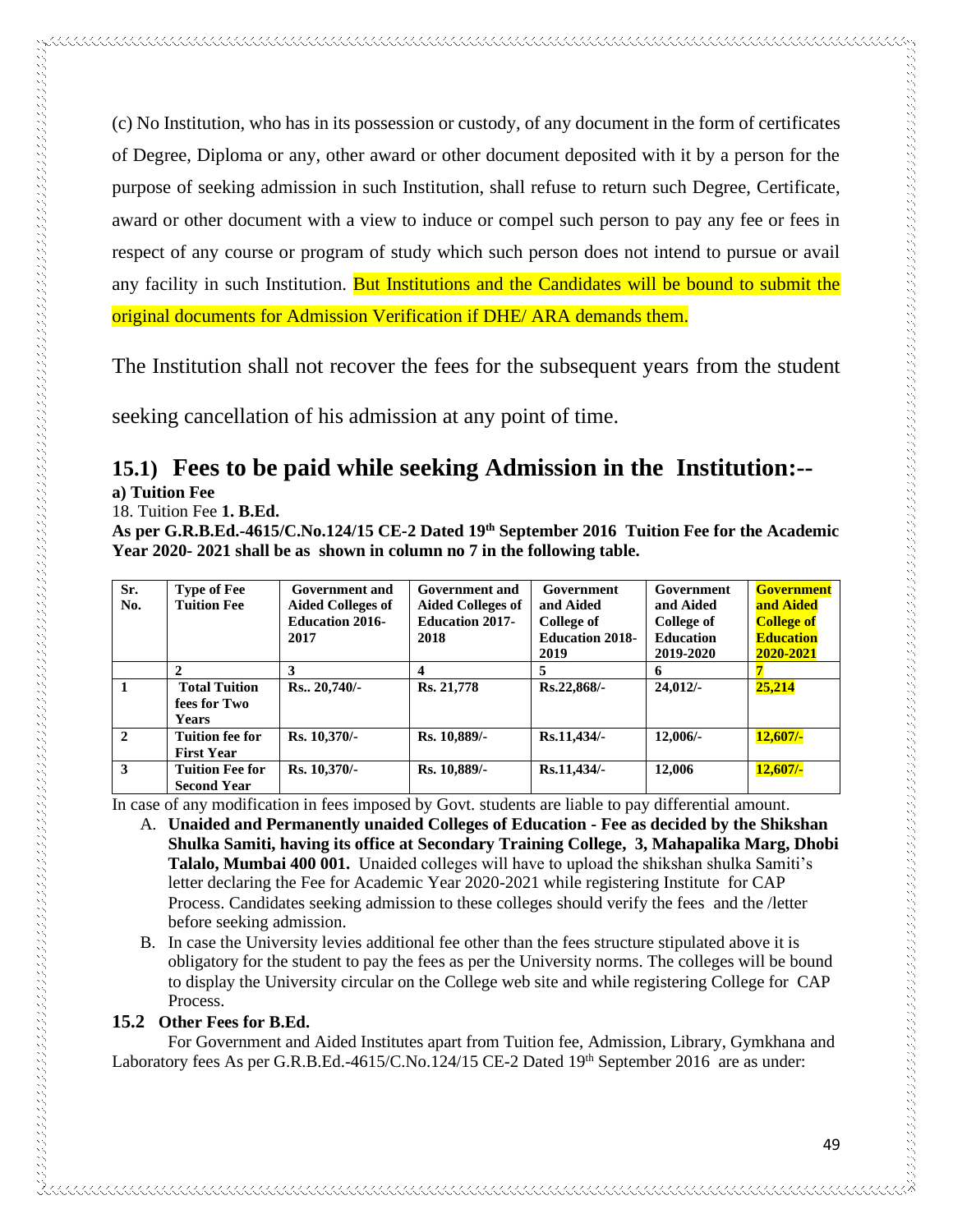(c) No Institution, who has in its possession or custody, of any document in the form of certificates of Degree, Diploma or any, other award or other document deposited with it by a person for the purpose of seeking admission in such Institution, shall refuse to return such Degree, Certificate, award or other document with a view to induce or compel such person to pay any fee or fees in respect of any course or program of study which such person does not intend to pursue or avail any facility in such Institution. But Institutions and the Candidates will be bound to submit the original documents for Admission Verification if DHE/ ARA demands them.

The Institution shall not recover the fees for the subsequent years from the student seeking cancellation of his admission at any point of time.

## 15.1) Fees to be paid while seeking Admission in the Institution:--

**a) Tuition Fee**

18. Tuition Fee **1. B.Ed.**

**As per G.R.B.Ed.-4615/C.No.124/15 CE-2 Dated 19th September 2016 Tuition Fee for the Academic Year 2020- 2021 shall be as shown in column no 7 in the following table.**

| Sr. No. | Type of Fee Tuition Fee | Government and Aided Colleges of Education 2016-2017 | Government and Aided Colleges of Education 2017-2018 | Government and Aided College of Education 2018-2019 | Government and Aided College of Education 2019-2020 | Government and Aided College of Education 2020-2021 |
|---|---|---|---|---|---|---|
| | 2 | 3 | 4 | 5 | 6 | 7 |
| 1 | Total Tuition fees for Two Years | Rs.. 20,740/- | Rs. 21,778 | Rs.22,868/- | 24,012/- | 25,214 |
| 2 | Tuition fee for First Year | Rs. 10,370/- | Rs. 10,889/- | Rs.11,434/- | 12,006/- | 12,607/- |
| 3 | Tuition Fee for Second Year | Rs. 10,370/- | Rs. 10,889/- | Rs.11,434/- | 12,006 | 12,607/- |

In case of any modification in fees imposed by Govt. students are liable to pay differential amount.

A. **Unaided and Permanently unaided Colleges of Education - Fee as decided by the Shikshan Shulka Samiti, having its office at Secondary Training College, 3, Mahapalika Marg, Dhobi Talalo, Mumbai 400 001.** Unaided colleges will have to upload the shikshan shulka Samiti's letter declaring the Fee for Academic Year 2020-2021 while registering Institute for CAP Process. Candidates seeking admission to these colleges should verify the fees and the /letter before seeking admission.

B. In case the University levies additional fee other than the fees structure stipulated above it is obligatory for the student to pay the fees as per the University norms. The colleges will be bound to display the University circular on the College web site and while registering College for CAP Process.

**15.2 Other Fees for B.Ed.**

For Government and Aided Institutes apart from Tuition fee, Admission, Library, Gymkhana and Laboratory fees As per G.R.B.Ed.-4615/C.No.124/15 CE-2 Dated 19th September 2016 are as under: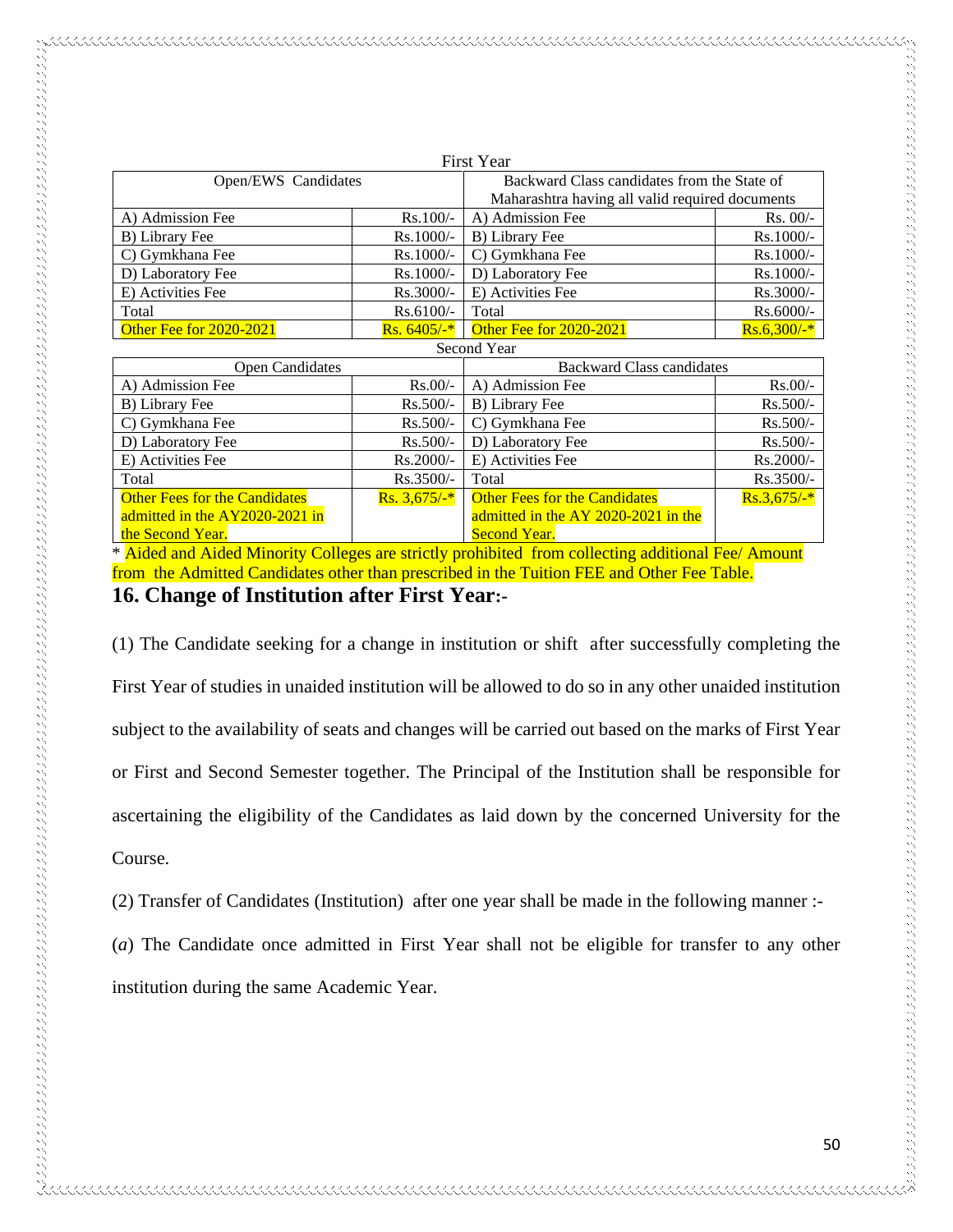First Year

| Open/EWS Candidates | | Backward Class candidates from the State of Maharashtra having all valid required documents | |
|---|---|---|---|
| A) Admission Fee | Rs.100/- | A) Admission Fee | Rs. 00/- |
| B) Library Fee | Rs.1000/- | B) Library Fee | Rs.1000/- |
| C) Gymkhana Fee | Rs.1000/- | C) Gymkhana Fee | Rs.1000/- |
| D) Laboratory Fee | Rs.1000/- | D) Laboratory Fee | Rs.1000/- |
| E) Activities Fee | Rs.3000/- | E) Activities Fee | Rs.3000/- |
| Total | Rs.6100/- | Total | Rs.6000/- |
| Other Fee for 2020-2021 | Rs. 6405/-* | Other Fee for 2020-2021 | Rs.6,300/-* |

Second Year

| Open Candidates | | Backward Class candidates | |
|---|---|---|---|
| A) Admission Fee | Rs.00/- | A) Admission Fee | Rs.00/- |
| B) Library Fee | Rs.500/- | B) Library Fee | Rs.500/- |
| C) Gymkhana Fee | Rs.500/- | C) Gymkhana Fee | Rs.500/- |
| D) Laboratory Fee | Rs.500/- | D) Laboratory Fee | Rs.500/- |
| E) Activities Fee | Rs.2000/- | E) Activities Fee | Rs.2000/- |
| Total | Rs.3500/- | Total | Rs.3500/- |
| Other Fees for the Candidates admitted in the AY2020-2021 in the Second Year. | Rs. 3,675/-* | Other Fees for the Candidates admitted in the AY 2020-2021 in the Second Year. | Rs.3,675/-* |

* Aided and Aided Minority Colleges are strictly prohibited from collecting additional Fee/ Amount from the Admitted Candidates other than prescribed in the Tuition FEE and Other Fee Table.

## 16. Change of Institution after First Year:-

(1) The Candidate seeking for a change in institution or shift after successfully completing the First Year of studies in unaided institution will be allowed to do so in any other unaided institution subject to the availability of seats and changes will be carried out based on the marks of First Year or First and Second Semester together. The Principal of the Institution shall be responsible for ascertaining the eligibility of the Candidates as laid down by the concerned University for the Course.

(2) Transfer of Candidates (Institution) after one year shall be made in the following manner :-

(*a*) The Candidate once admitted in First Year shall not be eligible for transfer to any other institution during the same Academic Year.